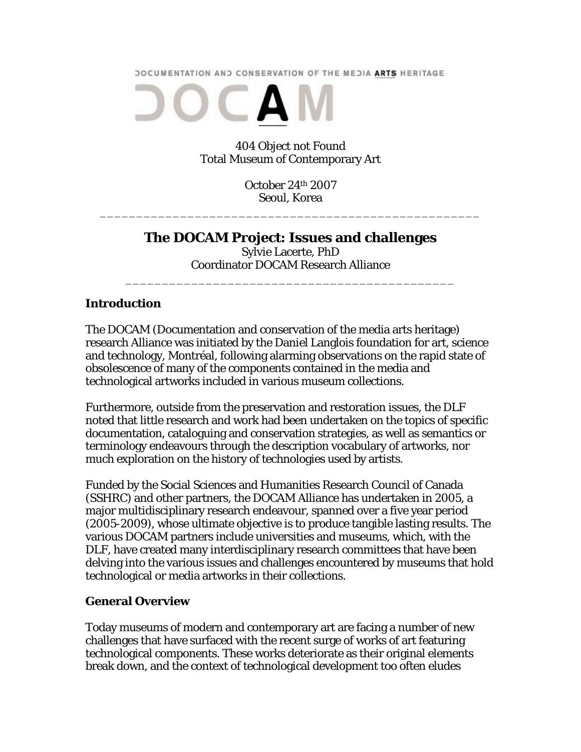DOCUMENTATION AND CONSERVATION OF THE MEDIA ARTS HERITAGE

DOCAM

404 Object not Found
Total Museum of Contemporary Art

October 24th 2007
Seoul, Korea

---

# The DOCAM Project: Issues and challenges

Sylvie Lacerte, PhD
Coordinator DOCAM Research Alliance

---

## Introduction

The DOCAM (Documentation and conservation of the media arts heritage) research Alliance was initiated by the Daniel Langlois foundation for art, science and technology, Montréal, following alarming observations on the rapid state of obsolescence of many of the components contained in the media and technological artworks included in various museum collections.

Furthermore, outside from the preservation and restoration issues, the DLF noted that little research and work had been undertaken on the topics of specific documentation, cataloguing and conservation strategies, as well as semantics or terminology endeavours through the description vocabulary of artworks, nor much exploration on the history of technologies used by artists.

Funded by the Social Sciences and Humanities Research Council of Canada (SSHRC) and other partners, the DOCAM Alliance has undertaken in 2005, a major multidisciplinary research endeavour, spanned over a five year period (2005-2009), whose ultimate objective is to produce tangible lasting results. The various DOCAM partners include universities and museums, which, with the DLF, have created many interdisciplinary research committees that have been delving into the various issues and challenges encountered by museums that hold technological or media artworks in their collections.

## General Overview

Today museums of modern and contemporary art are facing a number of new challenges that have surfaced with the recent surge of works of art featuring technological components. These works deteriorate as their original elements break down, and the context of technological development too often eludes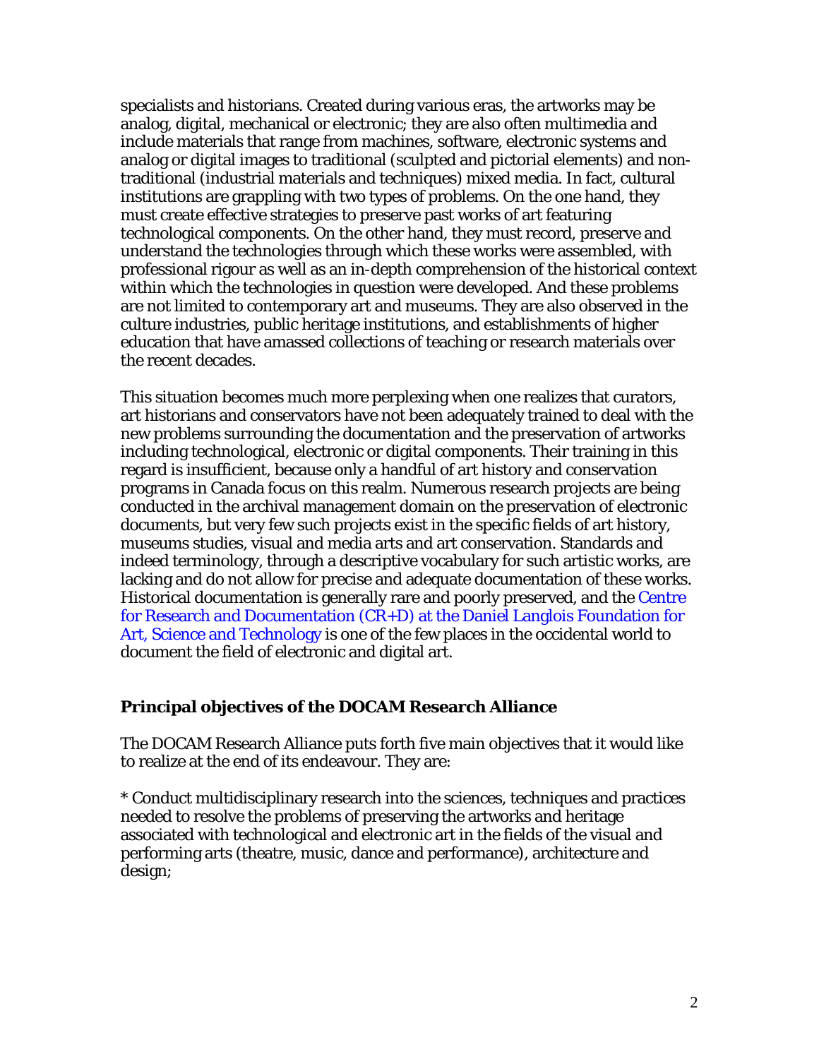specialists and historians. Created during various eras, the artworks may be analog, digital, mechanical or electronic; they are also often multimedia and include materials that range from machines, software, electronic systems and analog or digital images to traditional (sculpted and pictorial elements) and non-traditional (industrial materials and techniques) mixed media. In fact, cultural institutions are grappling with two types of problems. On the one hand, they must create effective strategies to preserve past works of art featuring technological components. On the other hand, they must record, preserve and understand the technologies through which these works were assembled, with professional rigour as well as an in-depth comprehension of the historical context within which the technologies in question were developed. And these problems are not limited to contemporary art and museums. They are also observed in the culture industries, public heritage institutions, and establishments of higher education that have amassed collections of teaching or research materials over the recent decades.

This situation becomes much more perplexing when one realizes that curators, art historians and conservators have not been adequately trained to deal with the new problems surrounding the documentation and the preservation of artworks including technological, electronic or digital components. Their training in this regard is insufficient, because only a handful of art history and conservation programs in Canada focus on this realm. Numerous research projects are being conducted in the archival management domain on the preservation of electronic documents, but very few such projects exist in the specific fields of art history, museums studies, visual and media arts and art conservation. Standards and indeed terminology, through a descriptive vocabulary for such artistic works, are lacking and do not allow for precise and adequate documentation of these works. Historical documentation is generally rare and poorly preserved, and the Centre for Research and Documentation (CR+D) at the Daniel Langlois Foundation for Art, Science and Technology is one of the few places in the occidental world to document the field of electronic and digital art.

### Principal objectives of the DOCAM Research Alliance

The DOCAM Research Alliance puts forth five main objectives that it would like to realize at the end of its endeavour. They are:

* Conduct multidisciplinary research into the sciences, techniques and practices needed to resolve the problems of preserving the artworks and heritage associated with technological and electronic art in the fields of the visual and performing arts (theatre, music, dance and performance), architecture and design;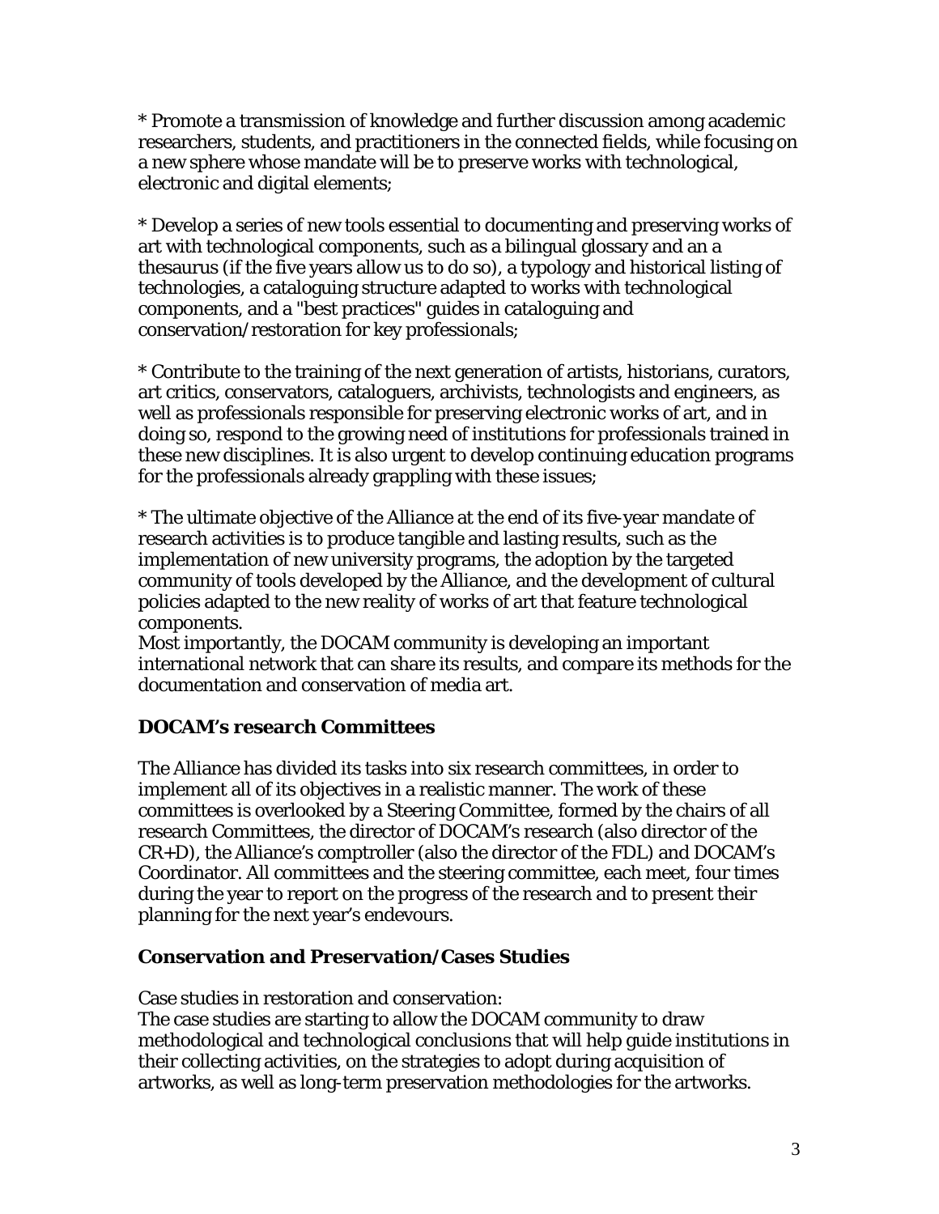* Promote a transmission of knowledge and further discussion among academic researchers, students, and practitioners in the connected fields, while focusing on a new sphere whose mandate will be to preserve works with technological, electronic and digital elements;

* Develop a series of new tools essential to documenting and preserving works of art with technological components, such as a bilingual glossary and an a thesaurus (if the five years allow us to do so), a typology and historical listing of technologies, a cataloguing structure adapted to works with technological components, and a "best practices" guides in cataloguing and conservation/restoration for key professionals;

* Contribute to the training of the next generation of artists, historians, curators, art critics, conservators, cataloguers, archivists, technologists and engineers, as well as professionals responsible for preserving electronic works of art, and in doing so, respond to the growing need of institutions for professionals trained in these new disciplines. It is also urgent to develop continuing education programs for the professionals already grappling with these issues;

* The ultimate objective of the Alliance at the end of its five-year mandate of research activities is to produce tangible and lasting results, such as the implementation of new university programs, the adoption by the targeted community of tools developed by the Alliance, and the development of cultural policies adapted to the new reality of works of art that feature technological components.
Most importantly, the DOCAM community is developing an important international network that can share its results, and compare its methods for the documentation and conservation of media art.

### DOCAM's research Committees

The Alliance has divided its tasks into six research committees, in order to implement all of its objectives in a realistic manner. The work of these committees is overlooked by a Steering Committee, formed by the chairs of all research Committees, the director of DOCAM's research (also director of the CR+D), the Alliance's comptroller (also the director of the FDL) and DOCAM's Coordinator. All committees and the steering committee, each meet, four times during the year to report on the progress of the research and to present their planning for the next year's endevours.

### Conservation and Preservation/Cases Studies

Case studies in restoration and conservation:
The case studies are starting to allow the DOCAM community to draw methodological and technological conclusions that will help guide institutions in their collecting activities, on the strategies to adopt during acquisition of artworks, as well as long-term preservation methodologies for the artworks.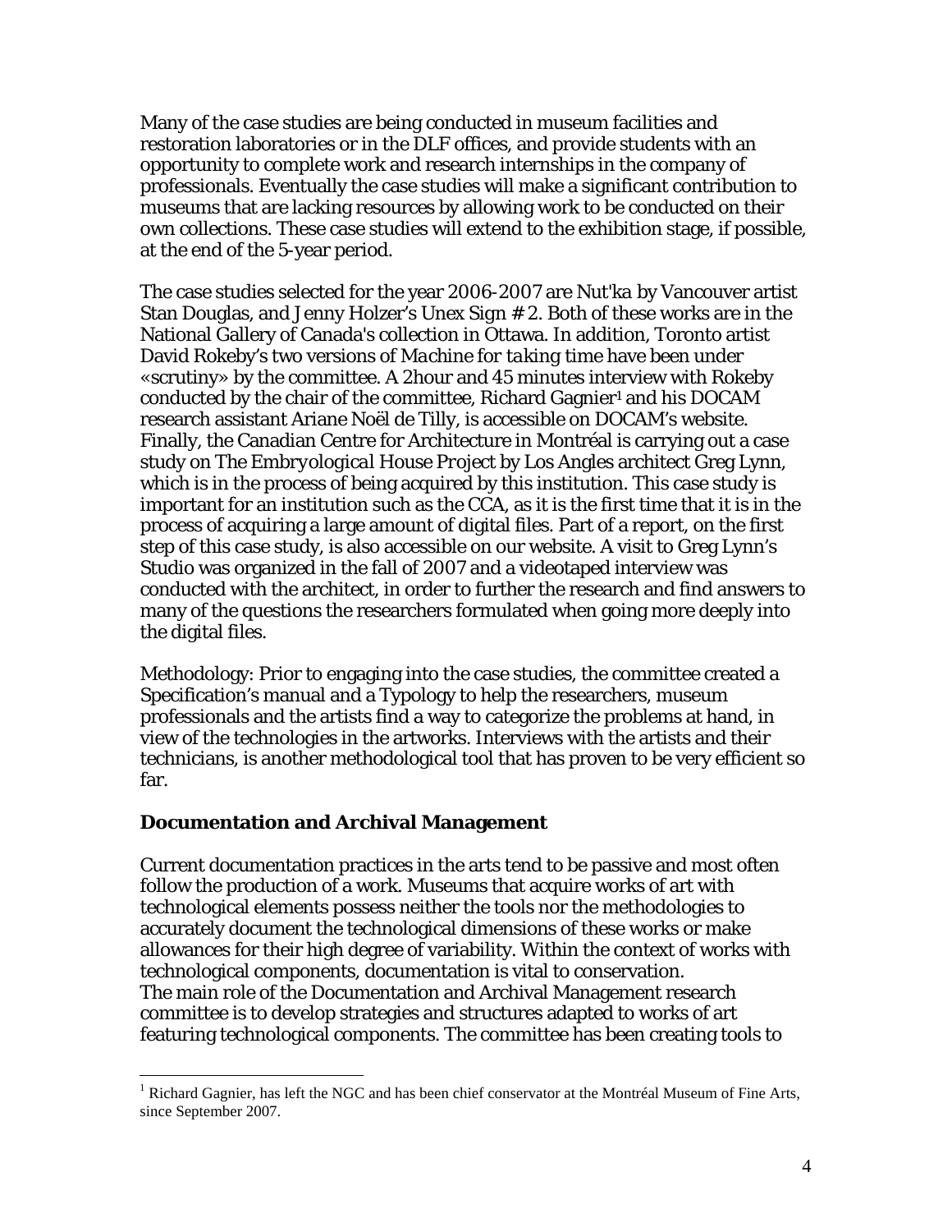Many of the case studies are being conducted in museum facilities and restoration laboratories or in the DLF offices, and provide students with an opportunity to complete work and research internships in the company of professionals. Eventually the case studies will make a significant contribution to museums that are lacking resources by allowing work to be conducted on their own collections. These case studies will extend to the exhibition stage, if possible, at the end of the 5-year period.

The case studies selected for the year 2006-2007 are Nut'ka by Vancouver artist Stan Douglas, and Jenny Holzer's Unex Sign # 2. Both of these works are in the National Gallery of Canada's collection in Ottawa. In addition, Toronto artist David Rokeby's two versions of *Machine for taking time* have been under «scrutiny» by the committee. A 2hour and 45 minutes interview with Rokeby conducted by the chair of the committee, Richard Gagnier[1] and his DOCAM research assistant Ariane Noël de Tilly, is accessible on DOCAM's website. Finally, the Canadian Centre for Architecture in Montréal is carrying out a case study on *The Embryological House Project* by Los Angles architect Greg Lynn, which is in the process of being acquired by this institution. This case study is important for an institution such as the CCA, as it is the first time that it is in the process of acquiring a large amount of digital files. Part of a report, on the first step of this case study, is also accessible on our website. A visit to Greg Lynn's Studio was organized in the fall of 2007 and a videotaped interview was conducted with the architect, in order to further the research and find answers to many of the questions the researchers formulated when going more deeply into the digital files.

Methodology: Prior to engaging into the case studies, the committee created a Specification's manual and a Typology to help the researchers, museum professionals and the artists find a way to categorize the problems at hand, in view of the technologies in the artworks. Interviews with the artists and their technicians, is another methodological tool that has proven to be very efficient so far.

### Documentation and Archival Management

Current documentation practices in the arts tend to be passive and most often follow the production of a work. Museums that acquire works of art with technological elements possess neither the tools nor the methodologies to accurately document the technological dimensions of these works or make allowances for their high degree of variability. Within the context of works with technological components, documentation is vital to conservation.
The main role of the Documentation and Archival Management research committee is to develop strategies and structures adapted to works of art featuring technological components. The committee has been creating tools to

[1] Richard Gagnier, has left the NGC and has been chief conservator at the Montréal Museum of Fine Arts, since September 2007.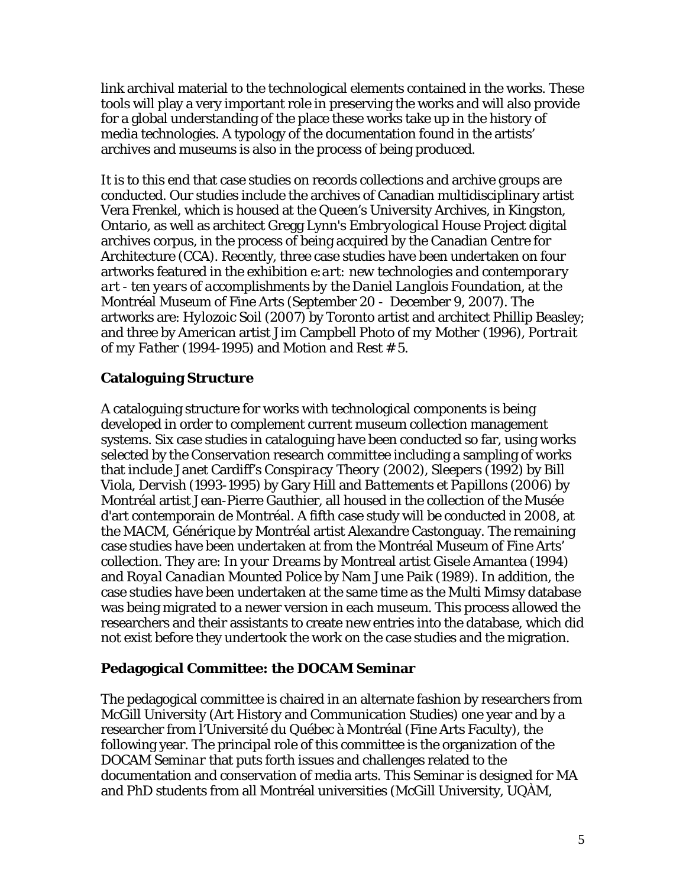link archival material to the technological elements contained in the works. These tools will play a very important role in preserving the works and will also provide for a global understanding of the place these works take up in the history of media technologies. A typology of the documentation found in the artists' archives and museums is also in the process of being produced.

It is to this end that case studies on records collections and archive groups are conducted. Our studies include the archives of Canadian multidisciplinary artist Vera Frenkel, which is housed at the Queen's University Archives, in Kingston, Ontario, as well as architect Gregg Lynn's *Embryological House Project* digital archives corpus, in the process of being acquired by the Canadian Centre for Architecture (CCA). Recently, three case studies have been undertaken on four artworks featured in the exhibition *e:art: new technologies and contemporary art - ten years of accomplishments by the Daniel Langlois Foundation*, at the Montréal Museum of Fine Arts (September 20 - December 9, 2007). The artworks are: *Hylozoic Soil* (2007) by Toronto artist and architect Phillip Beasley; and three by American artist Jim Campbell *Photo of my Mother* (1996), *Portrait of my Father* (1994-1995) and *Motion and Rest # 5*.

## Cataloguing Structure

A cataloguing structure for works with technological components is being developed in order to complement current museum collection management systems. Six case studies in cataloguing have been conducted so far, using works selected by the Conservation research committee including a sampling of works that include Janet Cardiff's *Conspiracy Theory* (2002), *Sleepers* (1992) by Bill Viola, *Dervish* (1993-1995) by Gary Hill and *Battements et Papillons* (2006) by Montréal artist Jean-Pierre Gauthier, all housed in the collection of the Musée d'art contemporain de Montréal. A fifth case study will be conducted in 2008, at the MACM, *Générique* by Montréal artist Alexandre Castonguay. The remaining case studies have been undertaken at from the Montréal Museum of Fine Arts' collection. They are: *In your Dreams* by Montreal artist Gisele Amantea (1994) and *Royal Canadian Mounted Police* by Nam June Paik (1989). In addition, the case studies have been undertaken at the same time as the Multi Mimsy database was being migrated to a newer version in each museum. This process allowed the researchers and their assistants to create new entries into the database, which did not exist before they undertook the work on the case studies and the migration.

## Pedagogical Committee: the DOCAM Seminar

The pedagogical committee is chaired in an alternate fashion by researchers from McGill University (Art History and Communication Studies) one year and by a researcher from l'Université du Québec à Montréal (Fine Arts Faculty), the following year. The principal role of this committee is the organization of the *DOCAM Seminar* that puts forth issues and challenges related to the documentation and conservation of media arts. This Seminar is designed for MA and PhD students from all Montréal universities (McGill University, UQÀM,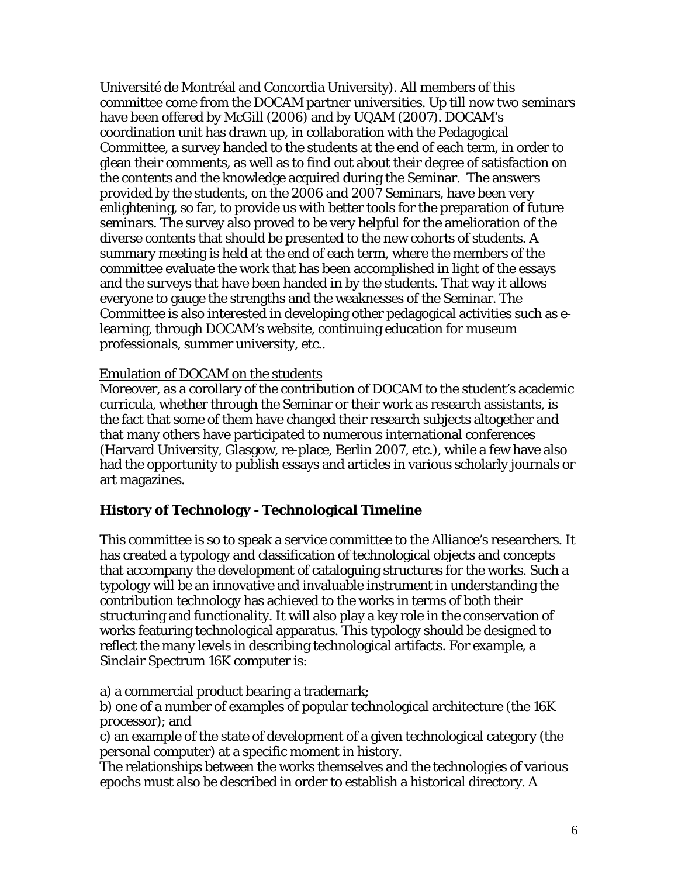Université de Montréal and Concordia University). All members of this committee come from the DOCAM partner universities. Up till now two seminars have been offered by McGill (2006) and by UQAM (2007). DOCAM's coordination unit has drawn up, in collaboration with the Pedagogical Committee, a survey handed to the students at the end of each term, in order to glean their comments, as well as to find out about their degree of satisfaction on the contents and the knowledge acquired during the Seminar. The answers provided by the students, on the 2006 and 2007 Seminars, have been very enlightening, so far, to provide us with better tools for the preparation of future seminars. The survey also proved to be very helpful for the amelioration of the diverse contents that should be presented to the new cohorts of students. A summary meeting is held at the end of each term, where the members of the committee evaluate the work that has been accomplished in light of the essays and the surveys that have been handed in by the students. That way it allows everyone to gauge the strengths and the weaknesses of the Seminar. The Committee is also interested in developing other pedagogical activities such as e-learning, through DOCAM's website, continuing education for museum professionals, summer university, etc..

<u>Emulation of DOCAM on the students</u>

Moreover, as a corollary of the contribution of DOCAM to the student's academic curricula, whether through the Seminar or their work as research assistants, is the fact that some of them have changed their research subjects altogether and that many others have participated to numerous international conferences (Harvard University, Glasgow, re-place, Berlin 2007, etc.), while a few have also had the opportunity to publish essays and articles in various scholarly journals or art magazines.

### History of Technology - Technological Timeline

This committee is so to speak a service committee to the Alliance's researchers. It has created a typology and classification of technological objects and concepts that accompany the development of cataloguing structures for the works. Such a typology will be an innovative and invaluable instrument in understanding the contribution technology has achieved to the works in terms of both their structuring and functionality. It will also play a key role in the conservation of works featuring technological apparatus. This typology should be designed to reflect the many levels in describing technological artifacts. For example, a Sinclair Spectrum 16K computer is:

a) a commercial product bearing a trademark;
b) one of a number of examples of popular technological architecture (the 16K processor); and
c) an example of the state of development of a given technological category (the personal computer) at a specific moment in history.

The relationships between the works themselves and the technologies of various epochs must also be described in order to establish a historical directory. A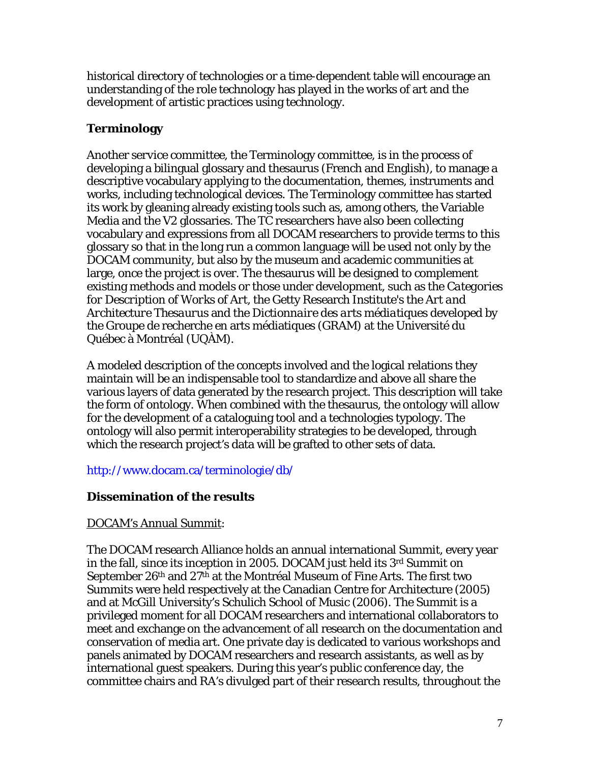historical directory of technologies or a time-dependent table will encourage an understanding of the role technology has played in the works of art and the development of artistic practices using technology.

## Terminology

Another service committee, the Terminology committee, is in the process of developing a bilingual glossary and thesaurus (French and English), to manage a descriptive vocabulary applying to the documentation, themes, instruments and works, including technological devices. The Terminology committee has started its work by gleaning already existing tools such as, among others, the Variable Media and the V2 glossaries. The TC researchers have also been collecting vocabulary and expressions from all DOCAM researchers to provide terms to this glossary so that in the long run a common language will be used not only by the DOCAM community, but also by the museum and academic communities at large, once the project is over. The thesaurus will be designed to complement existing methods and models or those under development, such as the *Categories for Description of Works of Art*, the Getty Research Institute's the *Art and Architecture Thesaurus* and the *Dictionnaire des arts médiatiques* developed by the Groupe de recherche en arts médiatiques (GRAM) at the Université du Québec à Montréal (UQÀM).

A modeled description of the concepts involved and the logical relations they maintain will be an indispensable tool to standardize and above all share the various layers of data generated by the research project. This description will take the form of ontology. When combined with the thesaurus, the ontology will allow for the development of a cataloguing tool and a technologies typology. The ontology will also permit interoperability strategies to be developed, through which the research project's data will be grafted to other sets of data.

http://www.docam.ca/terminologie/db/

## Dissemination of the results

DOCAM's Annual Summit:

The DOCAM research Alliance holds an annual international Summit, every year in the fall, since its inception in 2005. DOCAM just held its 3rd Summit on September 26th and 27th at the Montréal Museum of Fine Arts. The first two Summits were held respectively at the Canadian Centre for Architecture (2005) and at McGill University's Schulich School of Music (2006). The Summit is a privileged moment for all DOCAM researchers and international collaborators to meet and exchange on the advancement of all research on the documentation and conservation of media art. One private day is dedicated to various workshops and panels animated by DOCAM researchers and research assistants, as well as by international guest speakers. During this year's public conference day, the committee chairs and RA's divulged part of their research results, throughout the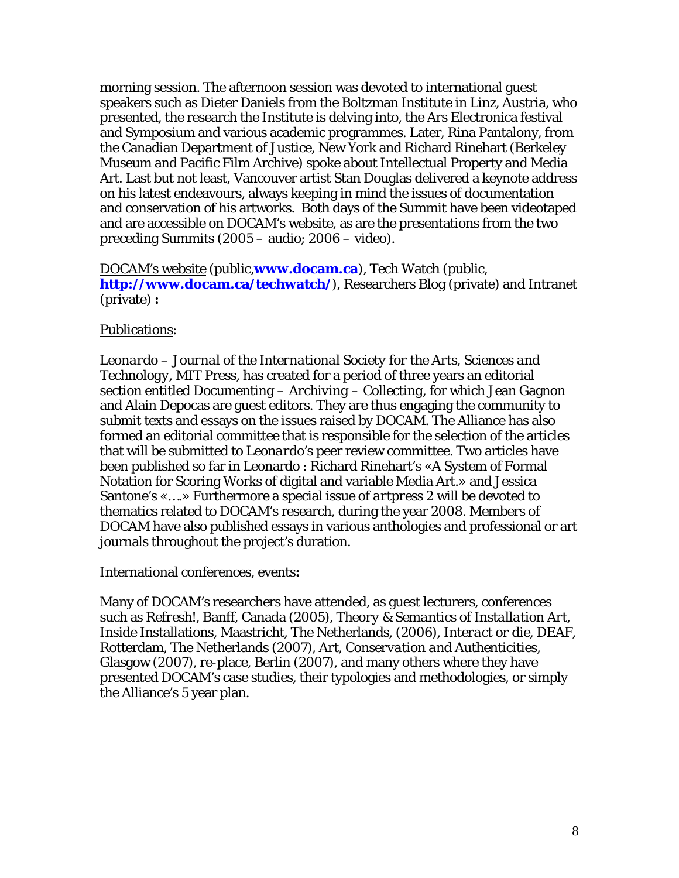morning session. The afternoon session was devoted to international guest speakers such as Dieter Daniels from the Boltzman Institute in Linz, Austria, who presented, the research the Institute is delving into, the Ars Electronica festival and Symposium and various academic programmes. Later, Rina Pantalony, from the Canadian Department of Justice, New York and Richard Rinehart (Berkeley Museum and Pacific Film Archive) spoke about Intellectual Property and Media Art. Last but not least, Vancouver artist Stan Douglas delivered a keynote address on his latest endeavours, always keeping in mind the issues of documentation and conservation of his artworks. Both days of the Summit have been videotaped and are accessible on DOCAM's website, as are the presentations from the two preceding Summits (2005 – audio; 2006 – video).

<u>DOCAM's website</u> (public,**www.docam.ca**), Tech Watch (public, **http://www.docam.ca/techwatch/**), Researchers Blog (private) and Intranet (private) **:**

<u>Publications</u>:

*Leonardo – Journal of the International Society for the Arts, Sciences and Technology*, MIT Press, has created for a period of three years an editorial section entitled Documenting – Archiving – Collecting, for which Jean Gagnon and Alain Depocas are guest editors. They are thus engaging the community to submit texts and essays on the issues raised by DOCAM. The Alliance has also formed an editorial committee that is responsible for the selection of the articles that will be submitted to *Leonardo*'s peer review committee. Two articles have been published so far in Leonardo : Richard Rinehart's «A System of Formal Notation for Scoring Works of digital and variable Media Art.» and Jessica Santone's «….» Furthermore a special issue of *artpress 2* will be devoted to thematics related to DOCAM's research, during the year 2008. Members of DOCAM have also published essays in various anthologies and professional or art journals throughout the project's duration.

<u>International conferences, events</u>**:**

Many of DOCAM's researchers have attended, as guest lecturers, conferences such as *Refresh!*, Banff, Canada (2005), *Theory & Semantics of Installation Art*, Inside Installations, Maastricht, The Netherlands, (2006), *Interact or die*, DEAF, Rotterdam, The Netherlands (2007), *Art, Conservation and Authenticities*, Glasgow (2007), re-place, Berlin (2007), and many others where they have presented DOCAM's case studies, their typologies and methodologies, or simply the Alliance's 5 year plan.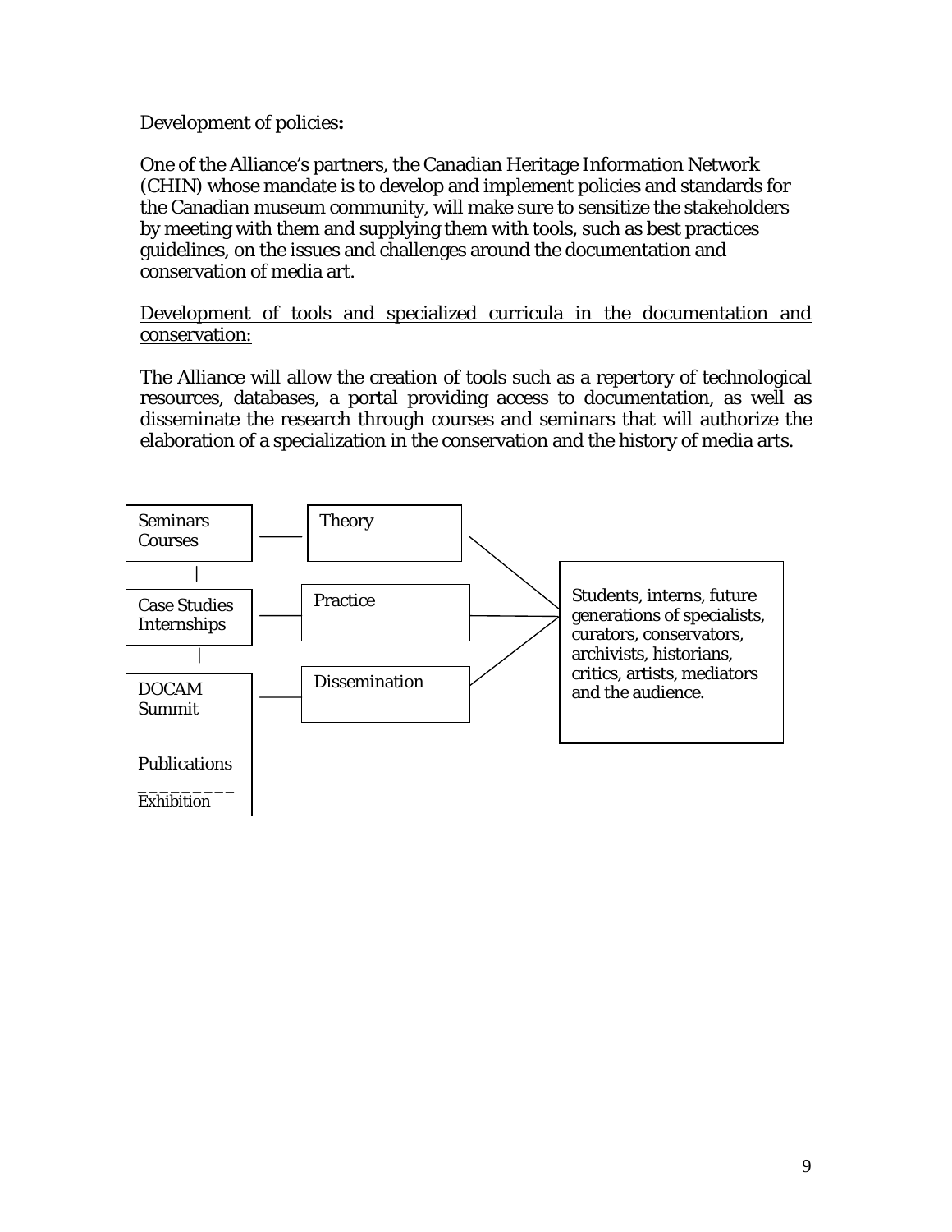Development of policies**:**

One of the Alliance's partners, the Canadian Heritage Information Network (CHIN) whose mandate is to develop and implement policies and standards for the Canadian museum community, will make sure to sensitize the stakeholders by meeting with them and supplying them with tools, such as best practices guidelines, on the issues and challenges around the documentation and conservation of media art.

Development of tools and specialized curricula in the documentation and conservation:

The Alliance will allow the creation of tools such as a repertory of technological resources, databases, a portal providing access to documentation, as well as disseminate the research through courses and seminars that will authorize the elaboration of a specialization in the conservation and the history of media arts.

Seminars
Courses

Theory

Case Studies
Internships

Practice

DOCAM
Summit

Publications

Exhibition

Dissemination

Students, interns, future generations of specialists, curators, conservators, archivists, historians, critics, artists, mediators and the audience.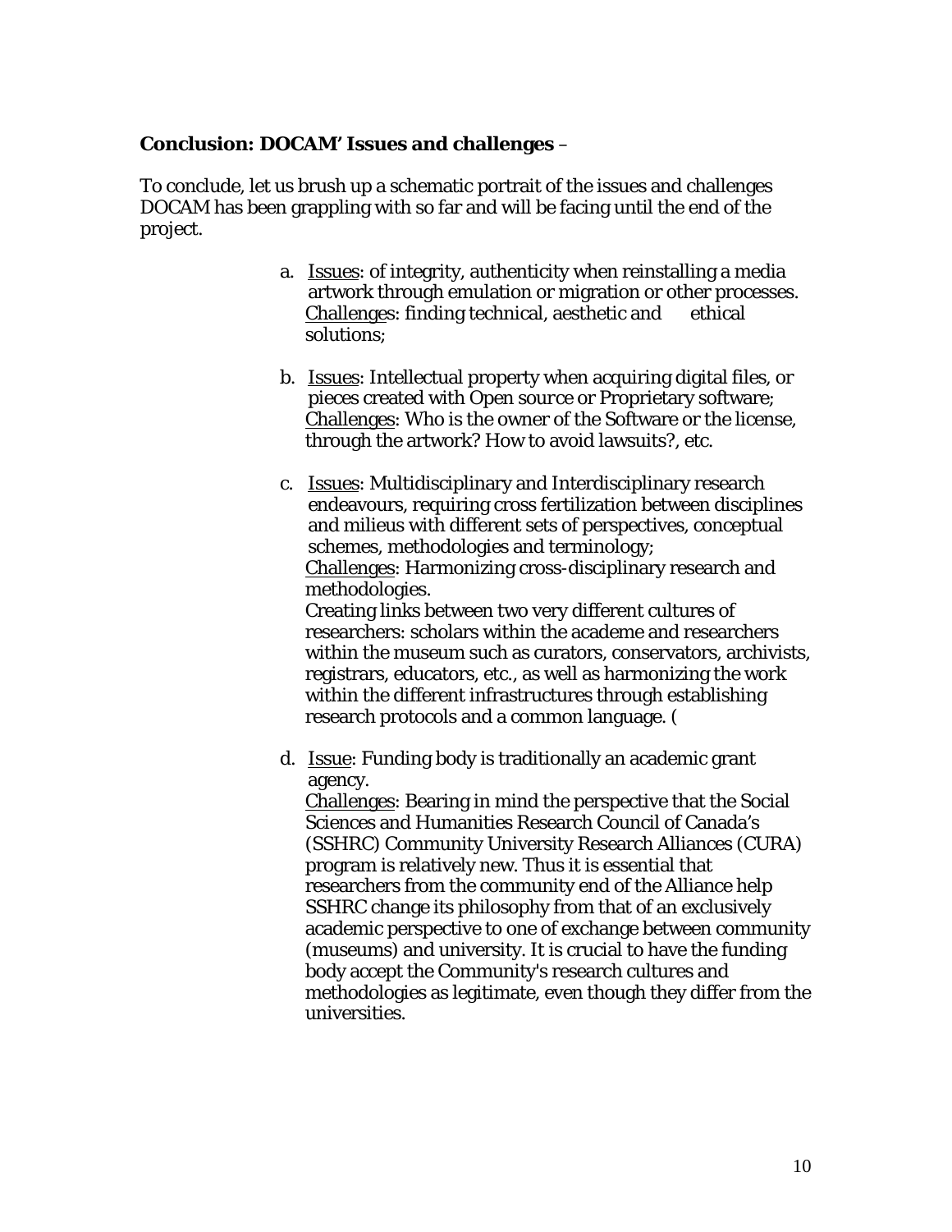**Conclusion: DOCAM' Issues and challenges** –

To conclude, let us brush up a schematic portrait of the issues and challenges DOCAM has been grappling with so far and will be facing until the end of the project.

a. Issues: of integrity, authenticity when reinstalling a media artwork through emulation or migration or other processes.
   Challenges: finding technical, aesthetic and ethical solutions;

b. Issues: Intellectual property when acquiring digital files, or pieces created with Open source or Proprietary software;
   Challenges: Who is the owner of the Software or the license, through the artwork? How to avoid lawsuits?, etc.

c. Issues: Multidisciplinary and Interdisciplinary research endeavours, requiring cross fertilization between disciplines and milieus with different sets of perspectives, conceptual schemes, methodologies and terminology;
   Challenges: Harmonizing cross-disciplinary research and methodologies.
   Creating links between two very different cultures of researchers: scholars within the academe and researchers within the museum such as curators, conservators, archivists, registrars, educators, etc., as well as harmonizing the work within the different infrastructures through establishing research protocols and a common language. (

d. Issue: Funding body is traditionally an academic grant agency.
   Challenges: Bearing in mind the perspective that the Social Sciences and Humanities Research Council of Canada's (SSHRC) Community University Research Alliances (CURA) program is relatively new. Thus it is essential that researchers from the community end of the Alliance help SSHRC change its philosophy from that of an exclusively academic perspective to one of exchange between community (museums) and university. It is crucial to have the funding body accept the Community's research cultures and methodologies as legitimate, even though they differ from the universities.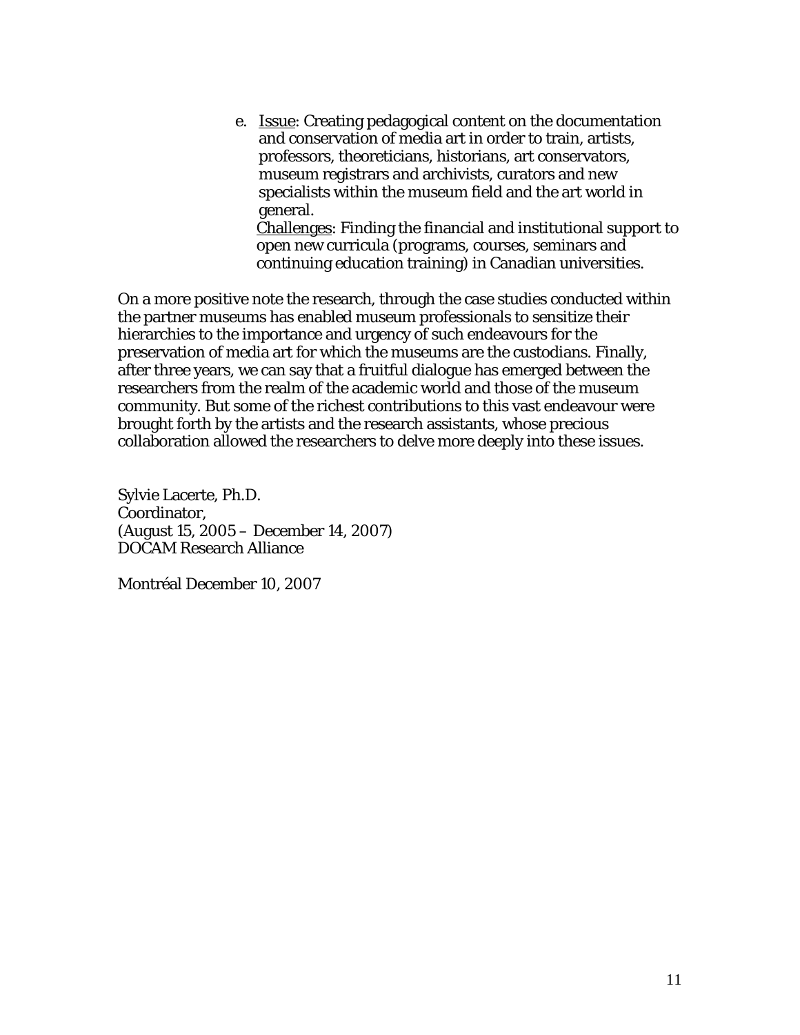e. Issue: Creating pedagogical content on the documentation and conservation of media art in order to train, artists, professors, theoreticians, historians, art conservators, museum registrars and archivists, curators and new specialists within the museum field and the art world in general.
   Challenges: Finding the financial and institutional support to open new curricula (programs, courses, seminars and continuing education training) in Canadian universities.

On a more positive note the research, through the case studies conducted within the partner museums has enabled museum professionals to sensitize their hierarchies to the importance and urgency of such endeavours for the preservation of media art for which the museums are the custodians. Finally, after three years, we can say that a fruitful dialogue has emerged between the researchers from the realm of the academic world and those of the museum community. But some of the richest contributions to this vast endeavour were brought forth by the artists and the research assistants, whose precious collaboration allowed the researchers to delve more deeply into these issues.

Sylvie Lacerte, Ph.D.
Coordinator,
(August 15, 2005 – December 14, 2007)
DOCAM Research Alliance

Montréal December 10, 2007